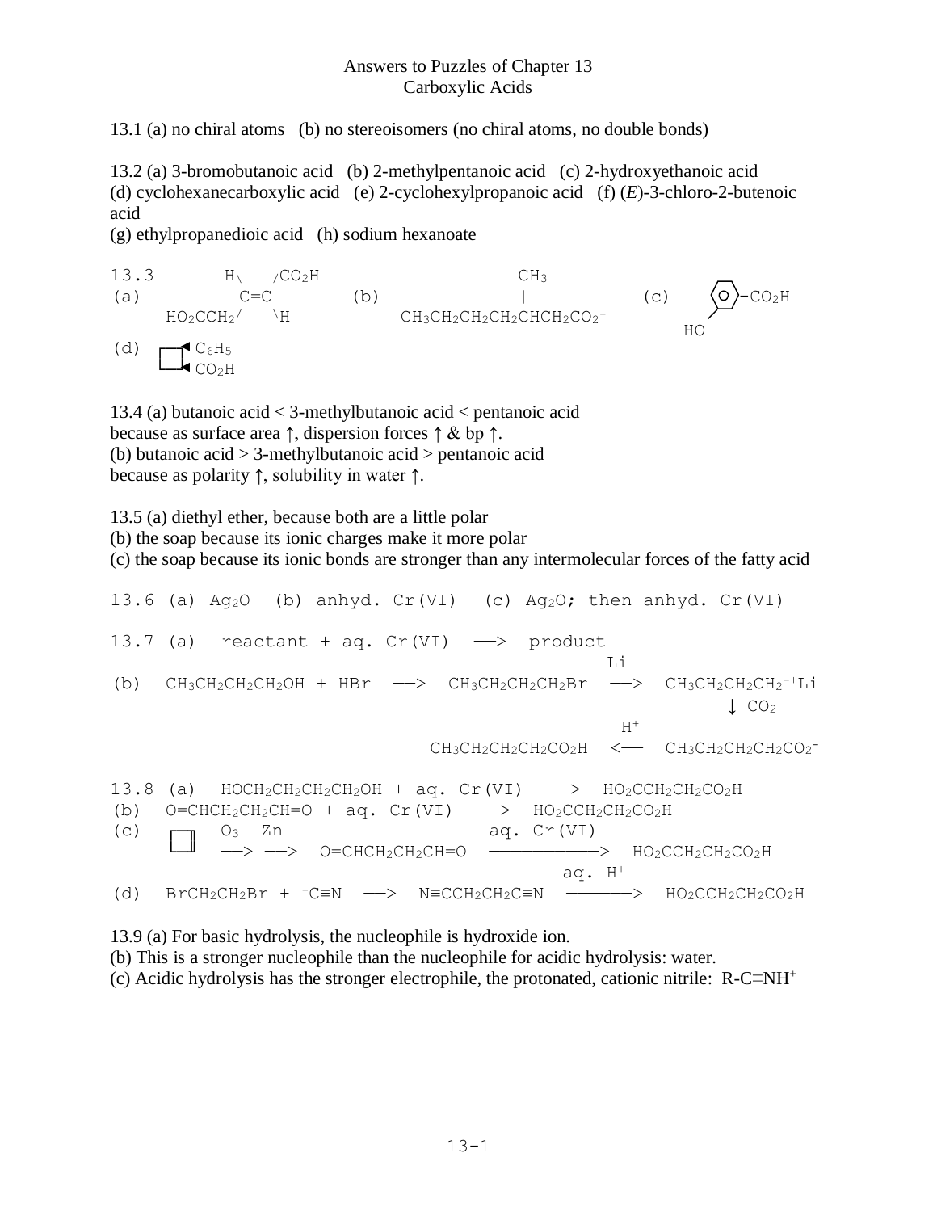# Answers to Puzzles of Chapter 13
## Carboxylic Acids

13.1 (a) no chiral atoms (b) no stereoisomers (no chiral atoms, no double bonds)

13.2 (a) 3-bromobutanoic acid (b) 2-methylpentanoic acid (c) 2-hydroxyethanoic acid
(d) cyclohexanecarboxylic acid (e) 2-cyclohexylpropanoic acid (f) (*E*)-3-chloro-2-butenoic acid
(g) ethylpropanedioic acid (h) sodium hexanoate

```
13.3      H\    /CO2H                      CH3
(a)         C=C        (b)                  |                (c)   ⟨O⟩–CO2H
     HO2CCH2/    \H         CH3CH2CH2CH2CHCH2CO2-                  /
                                                                 HO
(d)  □◄ C6H5
      ◄ CO2H
```

13.4 (a) butanoic acid < 3-methylbutanoic acid < pentanoic acid
because as surface area ↑, dispersion forces ↑ & bp ↑.
(b) butanoic acid > 3-methylbutanoic acid > pentanoic acid
because as polarity ↑, solubility in water ↑.

13.5 (a) diethyl ether, because both are a little polar
(b) the soap because its ionic charges make it more polar
(c) the soap because its ionic bonds are stronger than any intermolecular forces of the fatty acid

13.6 (a) $Ag_2O$ (b) anhyd. Cr(VI) (c) $Ag_2O$; then anhyd. Cr(VI)

13.7 (a) reactant + aq. Cr(VI) ⟶ product

(b) $CH_3CH_2CH_2CH_2OH + HBr \longrightarrow CH_3CH_2CH_2CH_2Br \xrightarrow{Li} CH_3CH_2CH_2CH_2^{-+}Li \xrightarrow{CO_2} CH_3CH_2CH_2CH_2CO_2^- \xrightarrow{H^+} CH_3CH_2CH_2CH_2CO_2H$

13.8 (a) $HOCH_2CH_2CH_2CH_2OH$ + aq. Cr(VI) ⟶ $HO_2CCH_2CH_2CO_2H$

(b) $O{=}CHCH_2CH_2CH{=}O$ + aq. Cr(VI) ⟶ $HO_2CCH_2CH_2CO_2H$

(c) cyclobutene $\xrightarrow{O_3} \xrightarrow{Zn} O{=}CHCH_2CH_2CH{=}O \xrightarrow{\text{aq. Cr(VI)}} HO_2CCH_2CH_2CO_2H$

(d) $BrCH_2CH_2Br + {}^-C{\equiv}N \longrightarrow N{\equiv}CCH_2CH_2C{\equiv}N \xrightarrow{\text{aq. } H^+} HO_2CCH_2CH_2CO_2H$

13.9 (a) For basic hydrolysis, the nucleophile is hydroxide ion.
(b) This is a stronger nucleophile than the nucleophile for acidic hydrolysis: water.
(c) Acidic hydrolysis has the stronger electrophile, the protonated, cationic nitrile: $R{-}C{\equiv}NH^+$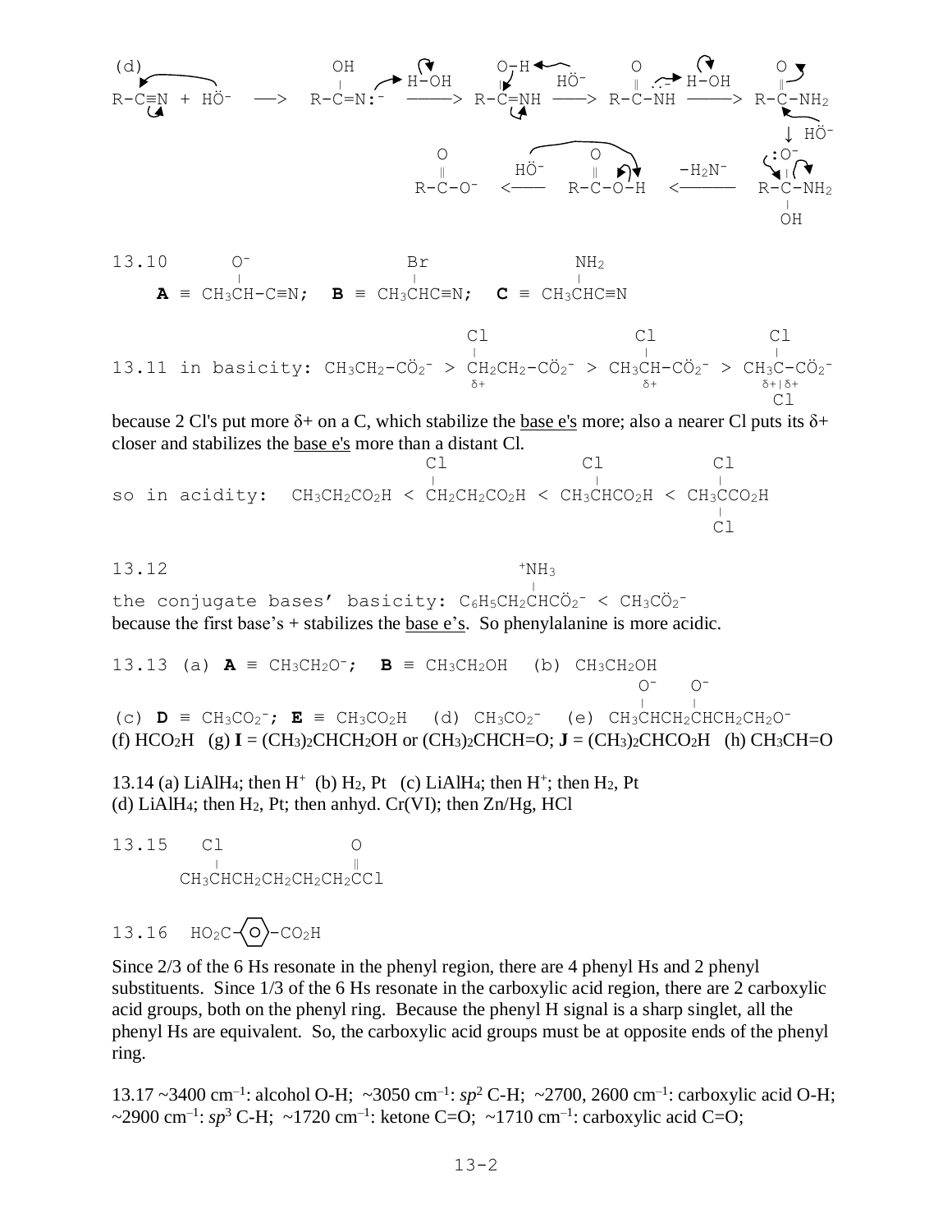(d)

$$R\text{-}C{\equiv}N + H\ddot{O}^- \longrightarrow R\text{-}\overset{OH}{\overset{|}{C}}{=}N{:}^- \xrightarrow{H\text{-}OH} R\text{-}\overset{O\text{-}H}{\overset{|}{C}}{=}NH \xrightarrow{H\ddot{O}^-} R\text{-}\overset{O}{\overset{\|}{C}}\text{-}\ddot{N}H^- \xrightarrow{H\text{-}OH} R\text{-}\overset{O}{\overset{\|}{C}}\text{-}NH_2$$

$$R\text{-}\overset{O}{\overset{\|}{C}}\text{-}NH_2 \xrightarrow{H\ddot{O}^-} R\text{-}\overset{:O^-}{\overset{|}{C}}\text{-}NH_2 \text{ (with OH on C)} \xrightarrow{-H_2N^-} R\text{-}\overset{O}{\overset{\|}{C}}\text{-}O\text{-}H \xrightarrow{H\ddot{O}^-} R\text{-}\overset{O}{\overset{\|}{C}}\text{-}O^-$$

13.10 **A** ≡ $CH_3CH(O^-)\text{-}C{\equiv}N$; **B** ≡ $CH_3CH(Br)C{\equiv}N$; **C** ≡ $CH_3CH(NH_2)C{\equiv}N$

13.11 in basicity: $CH_3CH_2\text{-}C\ddot{O}_2^- > CH_2(Cl)CH_2\text{-}C\ddot{O}_2^- > CH_3CH(Cl)\text{-}C\ddot{O}_2^- > CH_3C(Cl)_2\text{-}C\ddot{O}_2^-$ (with $\delta+$ on the Cl-bearing carbons; $\delta+|\delta+$ on the dichloro carbon)

because 2 Cl's put more δ+ on a C, which stabilize the <u>base e's</u> more; also a nearer Cl puts its δ+ closer and stabilizes the <u>base e's</u> more than a distant Cl.

so in acidity: $CH_3CH_2CO_2H < CH_2(Cl)CH_2CO_2H < CH_3CH(Cl)CO_2H < CH_3C(Cl)_2CO_2H$

13.12

the conjugate bases' basicity: $C_6H_5CH_2CH(^+NH_3)C\ddot{O}_2^- < CH_3C\ddot{O}_2^-$

because the first base's + stabilizes the <u>base e's</u>. So phenylalanine is more acidic.

13.13 (a) **A** ≡ $CH_3CH_2O^-$; **B** ≡ $CH_3CH_2OH$ (b) $CH_3CH_2OH$

(c) **D** ≡ $CH_3CO_2^-$; **E** ≡ $CH_3CO_2H$ (d) $CH_3CO_2^-$ (e) $CH_3CH(O^-)CH_2CH(O^-)CH_2CH_2O^-$

(f) $HCO_2H$ (g) **I** = $(CH_3)_2CHCH_2OH$ or $(CH_3)_2CHCH{=}O$; **J** = $(CH_3)_2CHCO_2H$ (h) $CH_3CH{=}O$

13.14 (a) $LiAlH_4$; then $H^+$ (b) $H_2$, Pt (c) $LiAlH_4$; then $H^+$; then $H_2$, Pt
(d) $LiAlH_4$; then $H_2$, Pt; then anhyd. Cr(VI); then Zn/Hg, HCl

13.15 $CH_3CH(Cl)CH_2CH_2CH_2CH_2C({=}O)Cl$

13.16 $HO_2C\text{-}C_6H_4\text{-}CO_2H$ (para)

Since 2/3 of the 6 Hs resonate in the phenyl region, there are 4 phenyl Hs and 2 phenyl substituents. Since 1/3 of the 6 Hs resonate in the carboxylic acid region, there are 2 carboxylic acid groups, both on the phenyl ring. Because the phenyl H signal is a sharp singlet, all the phenyl Hs are equivalent. So, the carboxylic acid groups must be at opposite ends of the phenyl ring.

13.17 ~3400 $cm^{-1}$: alcohol O-H; ~3050 $cm^{-1}$: $sp^2$ C-H; ~2700, 2600 $cm^{-1}$: carboxylic acid O-H; ~2900 $cm^{-1}$: $sp^3$ C-H; ~1720 $cm^{-1}$: ketone C=O; ~1710 $cm^{-1}$: carboxylic acid C=O;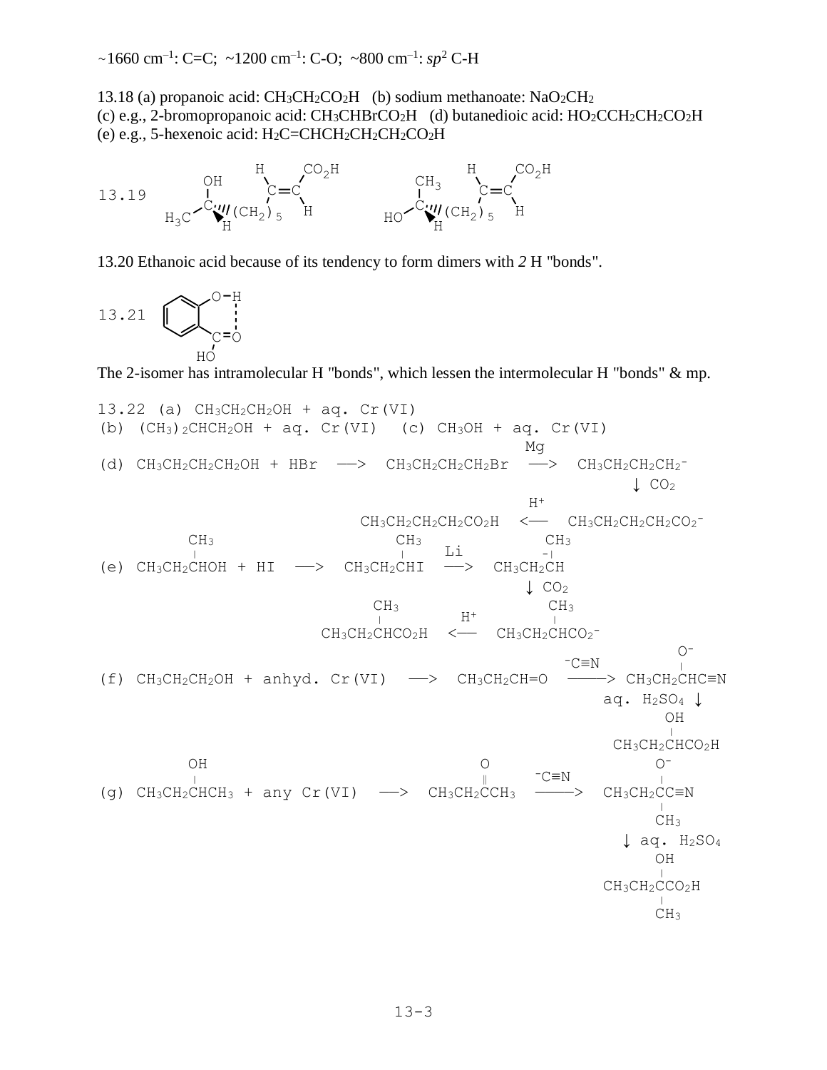~1660 cm$^{-1}$: C=C; ~1200 cm$^{-1}$: C-O; ~800 cm$^{-1}$: *sp*$^2$ C-H

13.18 (a) propanoic acid: $CH_3CH_2CO_2H$ (b) sodium methanoate: $NaO_2CH_2$
(c) e.g., 2-bromopropanoic acid: $CH_3CHBrCO_2H$ (d) butanedioic acid: $HO_2CCH_2CH_2CO_2H$
(e) e.g., 5-hexenoic acid: $H_2C{=}CHCH_2CH_2CH_2CO_2H$

13.19 (structures: $H_3C$–C(OH)(H)–$(CH_2)_5$–CH=CH–$CO_2H$ and HO–C($CH_3$)(H)–$(CH_2)_5$–CH=CH–$CO_2H$)

13.20 Ethanoic acid because of its tendency to form dimers with *2* H "bonds".

13.21 (structure: 2-hydroxybenzoic acid with intramolecular O–H···O=C hydrogen bond)

The 2-isomer has intramolecular H "bonds", which lessen the intermolecular H "bonds" & mp.

13.22 (a) $CH_3CH_2CH_2OH$ + aq. Cr(VI)

(b) $(CH_3)_2CHCH_2OH$ + aq. Cr(VI)   (c) $CH_3OH$ + aq. Cr(VI)

(d) $CH_3CH_2CH_2CH_2OH$ + HBr ⟶ $CH_3CH_2CH_2CH_2Br$ —(Mg)⟶ $CH_3CH_2CH_2CH_2^-$ —($CO_2$)⟶ $CH_3CH_2CH_2CH_2CO_2^-$ —($H^+$)⟶ $CH_3CH_2CH_2CH_2CO_2H$

(e) $CH_3CH_2CH(CH_3)OH$ + HI ⟶ $CH_3CH_2CH(CH_3)I$ —(Li)⟶ $CH_3CH_2CH^-(CH_3)$ —($CO_2$)⟶ $CH_3CH_2CH(CH_3)CO_2^-$ —($H^+$)⟶ $CH_3CH_2CH(CH_3)CO_2H$

(f) $CH_3CH_2CH_2OH$ + anhyd. Cr(VI) ⟶ $CH_3CH_2CH{=}O$ —($^-C{\equiv}N$)⟶ $CH_3CH_2CH(O^-)C{\equiv}N$ —(aq. $H_2SO_4$)⟶ $CH_3CH_2CH(OH)CO_2H$

(g) $CH_3CH_2CH(OH)CH_3$ + any Cr(VI) ⟶ $CH_3CH_2C(=O)CH_3$ —($^-C{\equiv}N$)⟶ $CH_3CH_2C(O^-)(CH_3)C{\equiv}N$ —(aq. $H_2SO_4$)⟶ $CH_3CH_2C(OH)(CH_3)CO_2H$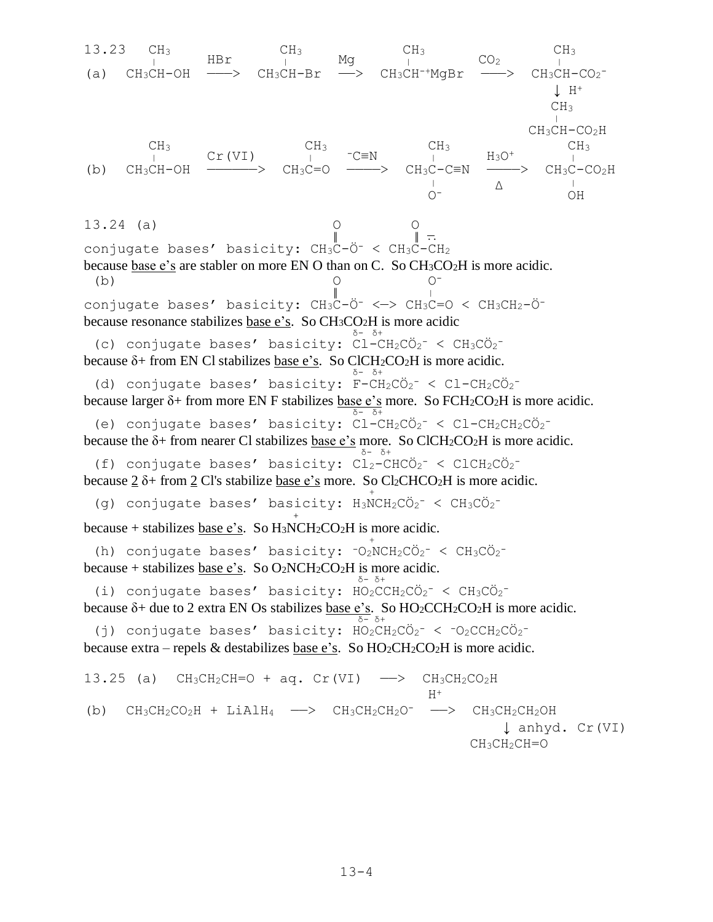13.23

(a) $CH_3CH(CH_3)OH \xrightarrow{HBr} CH_3CH(CH_3)Br \xrightarrow{Mg} CH_3CH(CH_3)^{-}{}^{+}MgBr \xrightarrow{CO_2} CH_3CH(CH_3)CO_2^- \xrightarrow{H^+} CH_3CH(CH_3)CO_2H$

(b) $CH_3CH(CH_3)OH \xrightarrow{Cr(VI)} CH_3C(CH_3)=O \xrightarrow{^-C\equiv N} CH_3C(CH_3)(O^-)C\equiv N \xrightarrow[\Delta]{H_3O^+} CH_3C(CH_3)(OH)CO_2H$

13.24 (a) conjugate bases' basicity: $CH_3C(=O)\ddot{O}^- < CH_3C(=O)\ddot{C}H_2^-$
because base e's are stabler on more EN O than on C. So $CH_3CO_2H$ is more acidic.

(b) conjugate bases' basicity: $CH_3C(=O)\ddot{O}^- \longleftrightarrow CH_3C(O^-)=O < CH_3CH_2\text{-}\ddot{O}^-$
because resonance stabilizes base e's. So $CH_3CO_2H$ is more acidic

(c) conjugate bases' basicity: $\overset{\delta-}{Cl}\text{-}\overset{\delta+}{C}H_2C\ddot{O}_2^- < CH_3C\ddot{O}_2^-$
because δ+ from EN Cl stabilizes base e's. So $ClCH_2CO_2H$ is more acidic.

(d) conjugate bases' basicity: $\overset{\delta-}{F}\text{-}\overset{\delta+}{C}H_2C\ddot{O}_2^- < Cl\text{-}CH_2C\ddot{O}_2^-$
because larger δ+ from more EN F stabilizes base e's more. So $FCH_2CO_2H$ is more acidic.

(e) conjugate bases' basicity: $\overset{\delta-}{Cl}\text{-}\overset{\delta+}{C}H_2C\ddot{O}_2^- < Cl\text{-}CH_2CH_2C\ddot{O}_2^-$
because the δ+ from nearer Cl stabilizes base e's more. So $ClCH_2CO_2H$ is more acidic.

(f) conjugate bases' basicity: $\overset{\delta-}{Cl_2}\text{-}\overset{\delta+}{C}HC\ddot{O}_2^- < ClCH_2C\ddot{O}_2^-$
because 2 δ+ from 2 Cl's stabilize base e's more. So $Cl_2CHCO_2H$ is more acidic.

(g) conjugate bases' basicity: $H_3\overset{+}{N}CH_2C\ddot{O}_2^- < CH_3C\ddot{O}_2^-$
because + stabilizes base e's. So $H_3\overset{+}{N}CH_2CO_2H$ is more acidic.

(h) conjugate bases' basicity: $^-O_2\overset{+}{N}CH_2C\ddot{O}_2^- < CH_3C\ddot{O}_2^-$
because + stabilizes base e's. So $O_2NCH_2CO_2H$ is more acidic.

(i) conjugate bases' basicity: $H\overset{\delta-}{O_2}\overset{\delta+}{C}CH_2C\ddot{O}_2^- < CH_3C\ddot{O}_2^-$
because δ+ due to 2 extra EN Os stabilizes base e's. So $HO_2CCH_2CO_2H$ is more acidic.

(j) conjugate bases' basicity: $H\overset{\delta-}{O_2}\overset{\delta+}{C}H_2C\ddot{O}_2^- < {}^-O_2CCH_2C\ddot{O}_2^-$
because extra – repels & destabilizes base e's. So $HO_2CH_2CO_2H$ is more acidic.

13.25 (a) $CH_3CH_2CH=O$ + aq. Cr(VI) ⟶ $CH_3CH_2CO_2H$

(b) $CH_3CH_2CO_2H + LiAlH_4 \longrightarrow CH_3CH_2CH_2O^- \xrightarrow{H^+} CH_3CH_2CH_2OH \xrightarrow{\text{anhyd. Cr(VI)}} CH_3CH_2CH=O$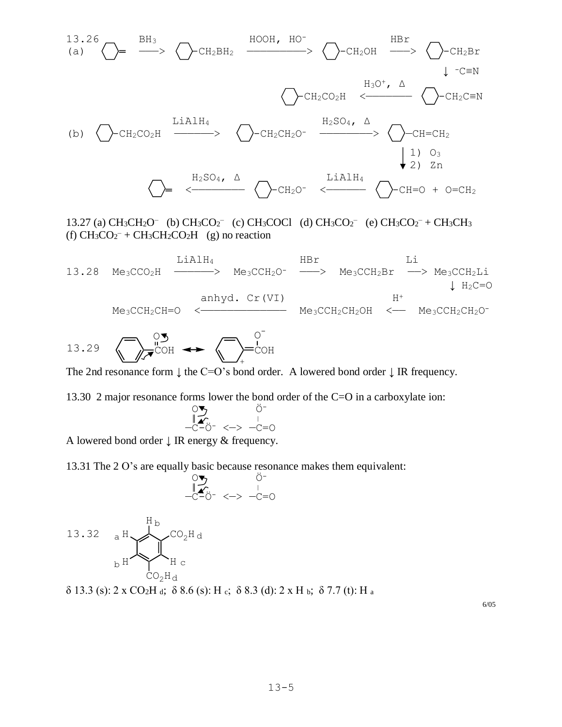13.26 (a) (cyclohexylidene)=CH$_2$ $\xrightarrow{BH_3}$ (cyclohexyl)-$CH_2BH_2$ $\xrightarrow{HOOH,\ HO^-}$ (cyclohexyl)-$CH_2OH$ $\xrightarrow{HBr}$ (cyclohexyl)-$CH_2Br$

$\downarrow$ $^-C{\equiv}N$

(cyclohexyl)-$CH_2CO_2H$ $\xleftarrow{H_3O^+,\ \Delta}$ (cyclohexyl)-$CH_2C{\equiv}N$

(b) (cyclohexyl)-$CH_2CO_2H$ $\xrightarrow{LiAlH_4}$ (cyclohexyl)-$CH_2CH_2O^-$ $\xrightarrow{H_2SO_4,\ \Delta}$ (cyclohexyl)—$CH{=}CH_2$

$\downarrow$ 1) $O_3$ 2) Zn

(cyclohexylidene)= $\xleftarrow{H_2SO_4,\ \Delta}$ (cyclohexyl)-$CH_2O^-$ $\xleftarrow{LiAlH_4}$ (cyclohexyl)-$CH{=}O$ + $O{=}CH_2$

13.27 (a) $CH_3CH_2O^-$ (b) $CH_3CO_2^-$ (c) $CH_3COCl$ (d) $CH_3CO_2^-$ (e) $CH_3CO_2^-$ + $CH_3CH_3$ (f) $CH_3CO_2^-$ + $CH_3CH_2CO_2H$ (g) no reaction

13.28 $Me_3CCO_2H$ $\xrightarrow{LiAlH_4}$ $Me_3CCH_2O^-$ $\xrightarrow{HBr}$ $Me_3CCH_2Br$ $\xrightarrow{Li}$ $Me_3CCH_2Li$

$\downarrow$ $H_2C{=}O$

$Me_3CCH_2CH{=}O$ $\xleftarrow{\text{anhyd. Cr(VI)}}$ $Me_3CCH_2CH_2OH$ $\xleftarrow{H^+}$ $Me_3CCH_2CH_2O^-$

13.29 (phenyl)-C(=O)OH ⟷ (cyclohexadienyl cation)=C(O$^-$)OH

The 2nd resonance form ↓ the C=O's bond order. A lowered bond order ↓ IR frequency.

13.30 2 major resonance forms lower the bond order of the C=O in a carboxylate ion:

—C(=O)–Ö$^-$ <–> —C(–Ö$^-$)=O

A lowered bond order ↓ IR energy & frequency.

13.31 The 2 O's are equally basic because resonance makes them equivalent:

—C(=O)–Ö$^-$ <–> —C(–Ö$^-$)=O

13.32 (benzene ring with $H_a$, two $H_b$, $H_c$, and two $CO_2H_d$ groups)

δ 13.3 (s): 2 x $CO_2H_d$; δ 8.6 (s): $H_c$; δ 8.3 (d): 2 x $H_b$; δ 7.7 (t): $H_a$

6/05